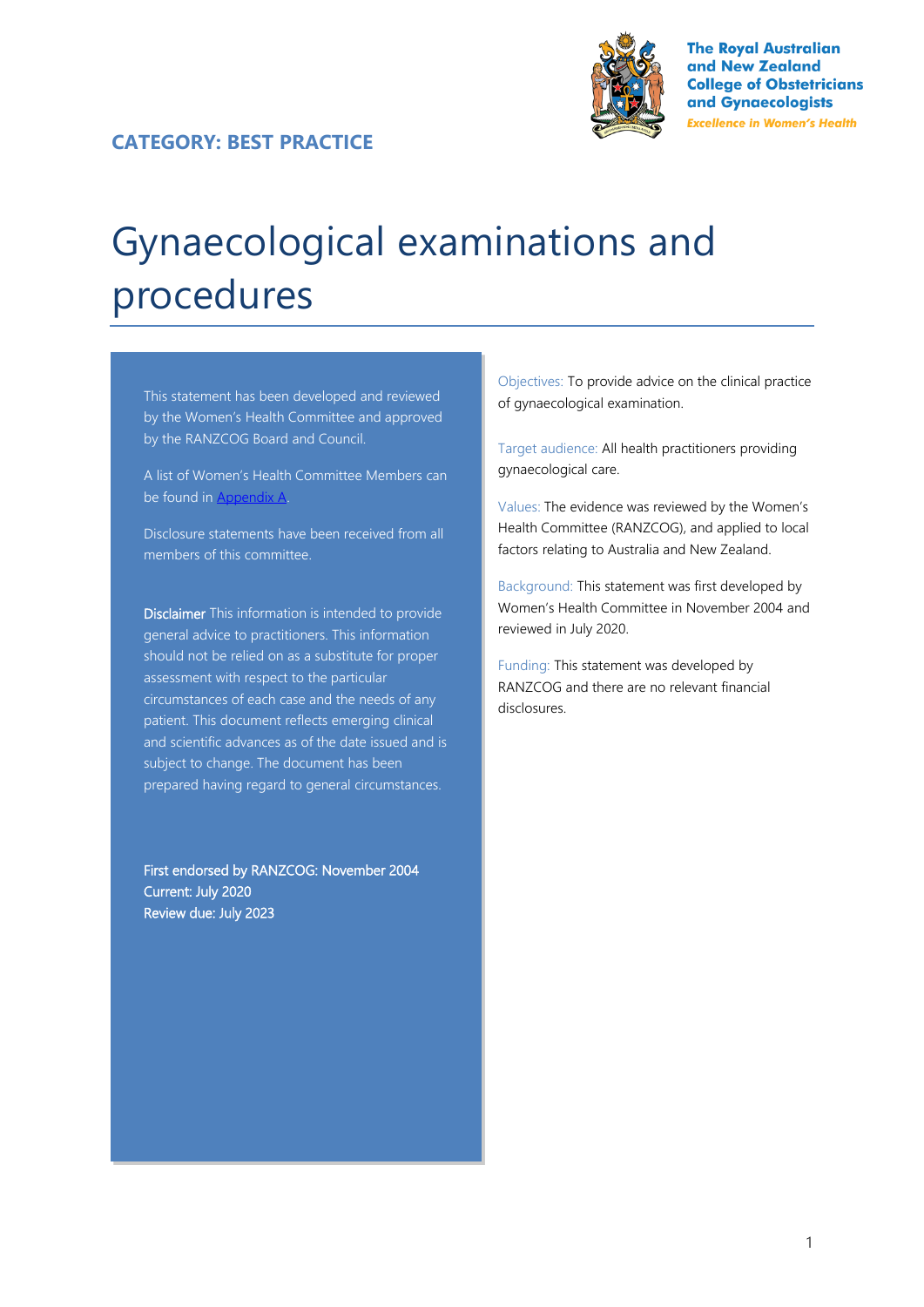The Royal Australian and New Zealand College of Obstetricians and Gynaecologists

*Excellence in Women's Health*

**CATEGORY: BEST PRACTICE**

# Gynaecological examinations and procedures

This statement has been developed and reviewed by the Women's Health Committee and approved by the RANZCOG Board and Council.

A list of Women's Health Committee Members can be found in Appendix A.

Disclosure statements have been received from all members of this committee.

**Disclaimer** This information is intended to provide general advice to practitioners. This information should not be relied on as a substitute for proper assessment with respect to the particular circumstances of each case and the needs of any patient. This document reflects emerging clinical and scientific advances as of the date issued and is subject to change. The document has been prepared having regard to general circumstances.

First endorsed by RANZCOG: November 2004
Current: July 2020
Review due: July 2023

Objectives: To provide advice on the clinical practice of gynaecological examination.

Target audience: All health practitioners providing gynaecological care.

Values: The evidence was reviewed by the Women's Health Committee (RANZCOG), and applied to local factors relating to Australia and New Zealand.

Background: This statement was first developed by Women's Health Committee in November 2004 and reviewed in July 2020.

Funding: This statement was developed by RANZCOG and there are no relevant financial disclosures.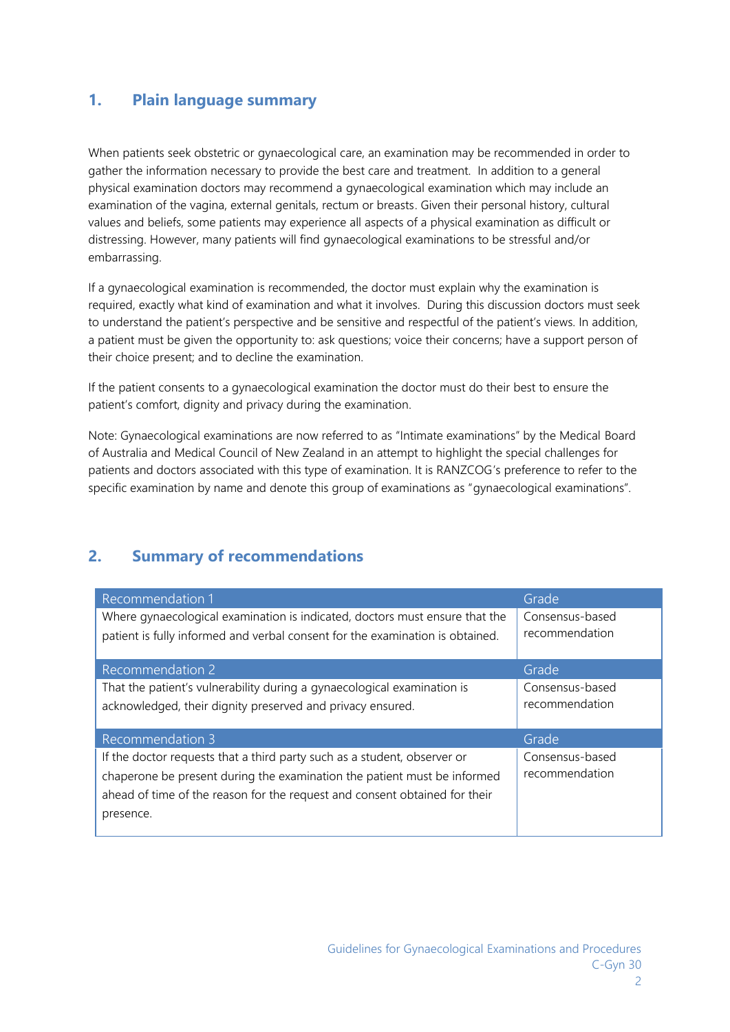## 1. Plain language summary

When patients seek obstetric or gynaecological care, an examination may be recommended in order to gather the information necessary to provide the best care and treatment. In addition to a general physical examination doctors may recommend a gynaecological examination which may include an examination of the vagina, external genitals, rectum or breasts. Given their personal history, cultural values and beliefs, some patients may experience all aspects of a physical examination as difficult or distressing. However, many patients will find gynaecological examinations to be stressful and/or embarrassing.

If a gynaecological examination is recommended, the doctor must explain why the examination is required, exactly what kind of examination and what it involves. During this discussion doctors must seek to understand the patient's perspective and be sensitive and respectful of the patient's views. In addition, a patient must be given the opportunity to: ask questions; voice their concerns; have a support person of their choice present; and to decline the examination.

If the patient consents to a gynaecological examination the doctor must do their best to ensure the patient's comfort, dignity and privacy during the examination.

Note: Gynaecological examinations are now referred to as "Intimate examinations" by the Medical Board of Australia and Medical Council of New Zealand in an attempt to highlight the special challenges for patients and doctors associated with this type of examination. It is RANZCOG's preference to refer to the specific examination by name and denote this group of examinations as "gynaecological examinations".

## 2. Summary of recommendations

| Recommendation 1 | Grade |
|---|---|
| Where gynaecological examination is indicated, doctors must ensure that the patient is fully informed and verbal consent for the examination is obtained. | Consensus-based recommendation |

| Recommendation 2 | Grade |
|---|---|
| That the patient's vulnerability during a gynaecological examination is acknowledged, their dignity preserved and privacy ensured. | Consensus-based recommendation |

| Recommendation 3 | Grade |
|---|---|
| If the doctor requests that a third party such as a student, observer or chaperone be present during the examination the patient must be informed ahead of time of the reason for the request and consent obtained for their presence. | Consensus-based recommendation |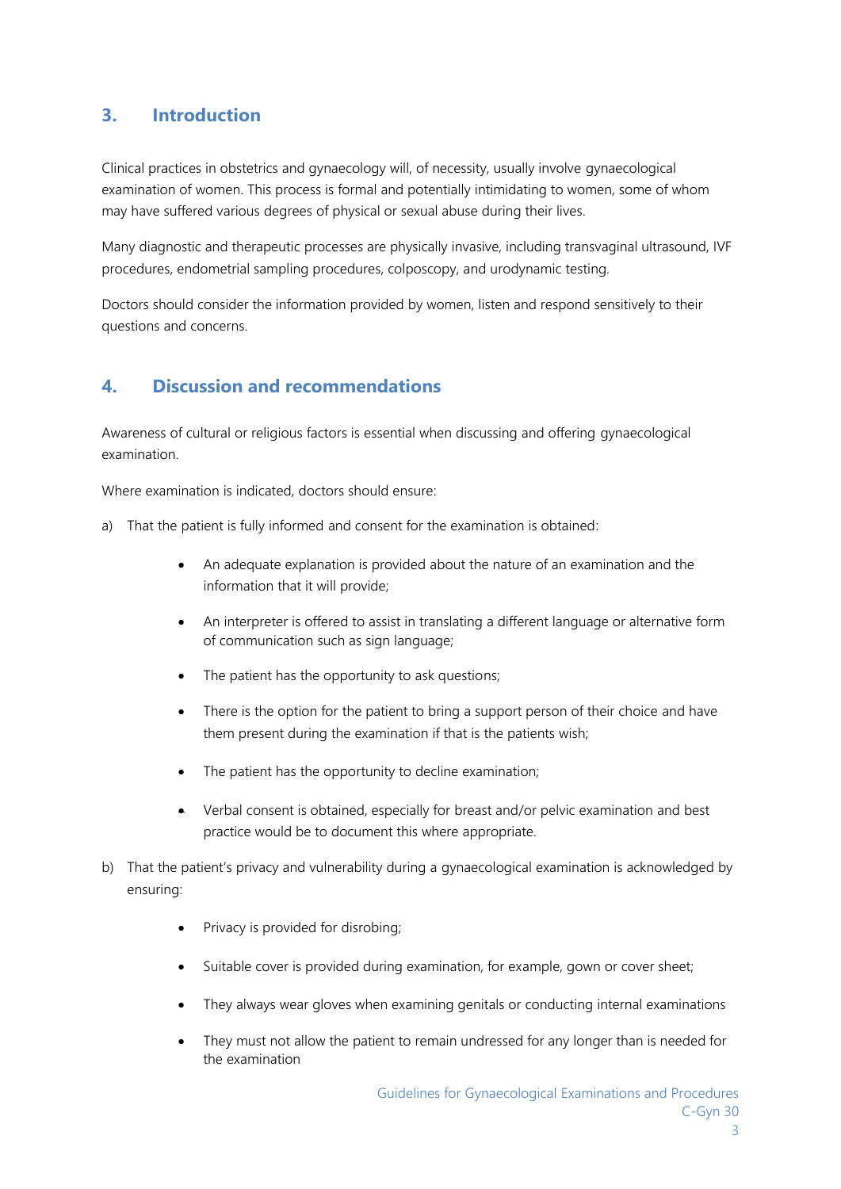## 3. Introduction

Clinical practices in obstetrics and gynaecology will, of necessity, usually involve gynaecological examination of women. This process is formal and potentially intimidating to women, some of whom may have suffered various degrees of physical or sexual abuse during their lives.

Many diagnostic and therapeutic processes are physically invasive, including transvaginal ultrasound, IVF procedures, endometrial sampling procedures, colposcopy, and urodynamic testing.

Doctors should consider the information provided by women, listen and respond sensitively to their questions and concerns.

## 4. Discussion and recommendations

Awareness of cultural or religious factors is essential when discussing and offering gynaecological examination.

Where examination is indicated, doctors should ensure:

a) That the patient is fully informed and consent for the examination is obtained:

- An adequate explanation is provided about the nature of an examination and the information that it will provide;
- An interpreter is offered to assist in translating a different language or alternative form of communication such as sign language;
- The patient has the opportunity to ask questions;
- There is the option for the patient to bring a support person of their choice and have them present during the examination if that is the patients wish;
- The patient has the opportunity to decline examination;
- Verbal consent is obtained, especially for breast and/or pelvic examination and best practice would be to document this where appropriate.

b) That the patient's privacy and vulnerability during a gynaecological examination is acknowledged by ensuring:

- Privacy is provided for disrobing;
- Suitable cover is provided during examination, for example, gown or cover sheet;
- They always wear gloves when examining genitals or conducting internal examinations
- They must not allow the patient to remain undressed for any longer than is needed for the examination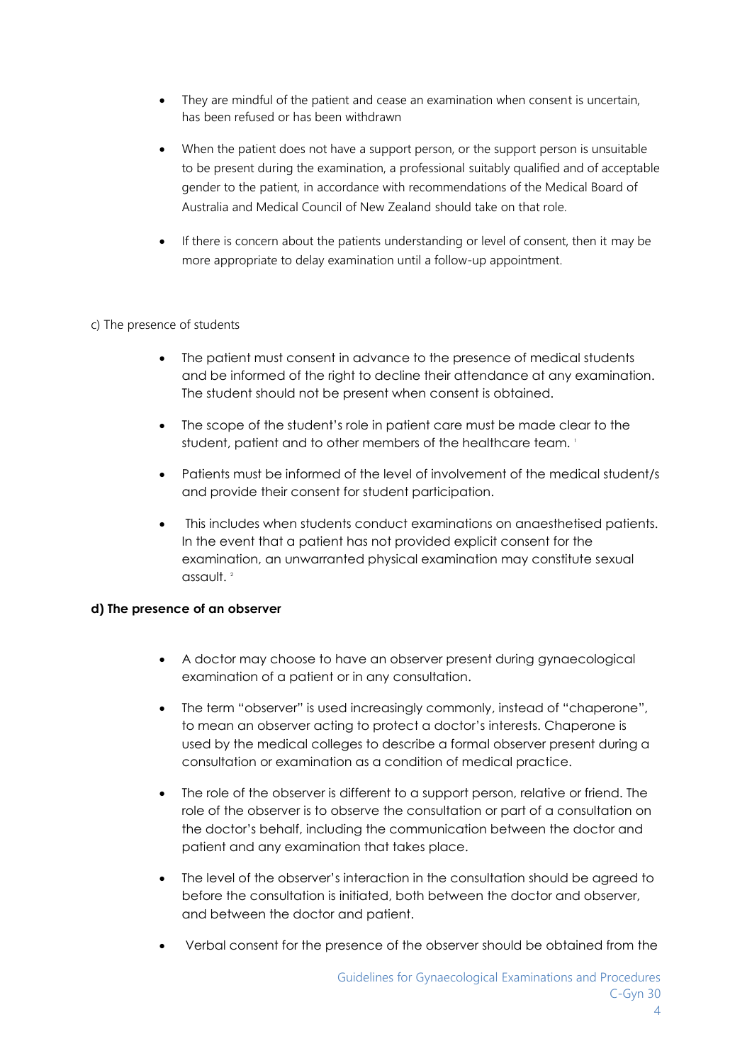- They are mindful of the patient and cease an examination when consent is uncertain, has been refused or has been withdrawn

- When the patient does not have a support person, or the support person is unsuitable to be present during the examination, a professional suitably qualified and of acceptable gender to the patient, in accordance with recommendations of the Medical Board of Australia and Medical Council of New Zealand should take on that role.

- If there is concern about the patients understanding or level of consent, then it may be more appropriate to delay examination until a follow-up appointment.

c) The presence of students

- The patient must consent in advance to the presence of medical students and be informed of the right to decline their attendance at any examination. The student should not be present when consent is obtained.

- The scope of the student's role in patient care must be made clear to the student, patient and to other members of the healthcare team. [1]

- Patients must be informed of the level of involvement of the medical student/s and provide their consent for student participation.

- This includes when students conduct examinations on anaesthetised patients. In the event that a patient has not provided explicit consent for the examination, an unwarranted physical examination may constitute sexual assault. [2]

**d) The presence of an observer**

- A doctor may choose to have an observer present during gynaecological examination of a patient or in any consultation.

- The term "observer" is used increasingly commonly, instead of "chaperone", to mean an observer acting to protect a doctor's interests. Chaperone is used by the medical colleges to describe a formal observer present during a consultation or examination as a condition of medical practice.

- The role of the observer is different to a support person, relative or friend. The role of the observer is to observe the consultation or part of a consultation on the doctor's behalf, including the communication between the doctor and patient and any examination that takes place.

- The level of the observer's interaction in the consultation should be agreed to before the consultation is initiated, both between the doctor and observer, and between the doctor and patient.

- Verbal consent for the presence of the observer should be obtained from the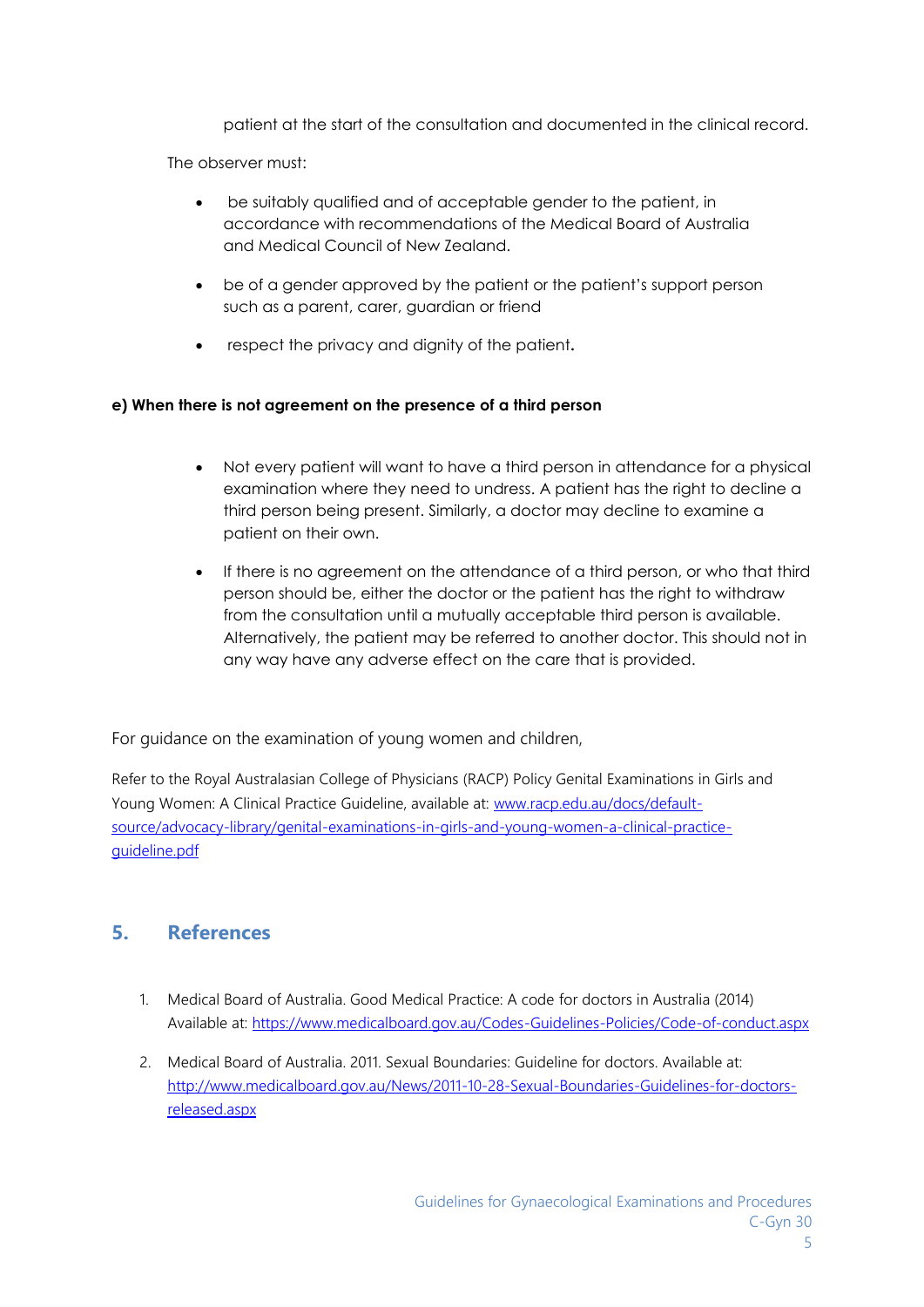patient at the start of the consultation and documented in the clinical record.

The observer must:

- be suitably qualified and of acceptable gender to the patient, in accordance with recommendations of the Medical Board of Australia and Medical Council of New Zealand.
- be of a gender approved by the patient or the patient's support person such as a parent, carer, guardian or friend
- respect the privacy and dignity of the patient.

**e) When there is not agreement on the presence of a third person**

- Not every patient will want to have a third person in attendance for a physical examination where they need to undress. A patient has the right to decline a third person being present. Similarly, a doctor may decline to examine a patient on their own.
- If there is no agreement on the attendance of a third person, or who that third person should be, either the doctor or the patient has the right to withdraw from the consultation until a mutually acceptable third person is available. Alternatively, the patient may be referred to another doctor. This should not in any way have any adverse effect on the care that is provided.

For guidance on the examination of young women and children,

Refer to the Royal Australasian College of Physicians (RACP) Policy Genital Examinations in Girls and Young Women: A Clinical Practice Guideline, available at: www.racp.edu.au/docs/default-source/advocacy-library/genital-examinations-in-girls-and-young-women-a-clinical-practice-guideline.pdf

## 5. References

1. Medical Board of Australia. Good Medical Practice: A code for doctors in Australia (2014) Available at: https://www.medicalboard.gov.au/Codes-Guidelines-Policies/Code-of-conduct.aspx
2. Medical Board of Australia. 2011. Sexual Boundaries: Guideline for doctors. Available at: http://www.medicalboard.gov.au/News/2011-10-28-Sexual-Boundaries-Guidelines-for-doctors-released.aspx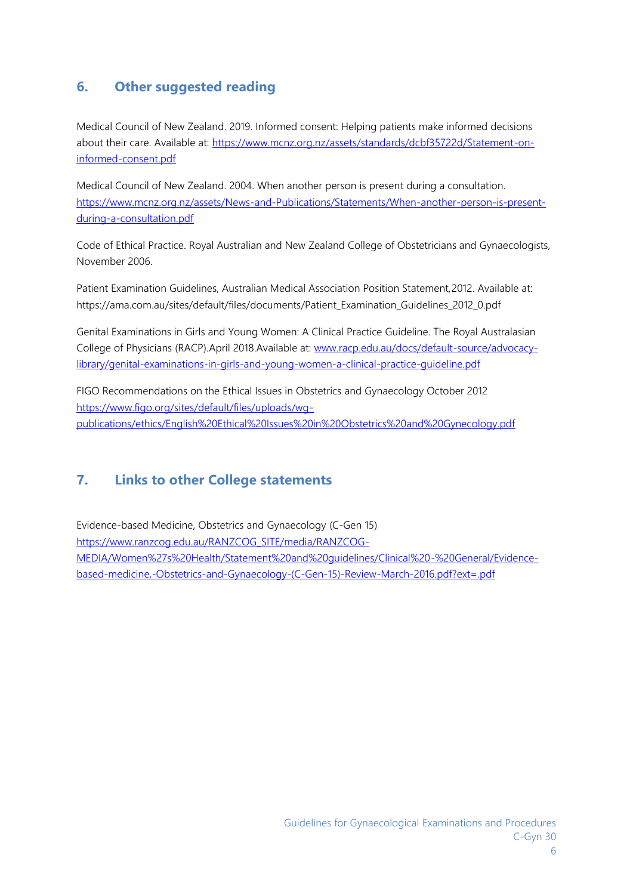## 6. Other suggested reading

Medical Council of New Zealand. 2019. Informed consent: Helping patients make informed decisions about their care. Available at: https://www.mcnz.org.nz/assets/standards/dcbf35722d/Statement-on-informed-consent.pdf

Medical Council of New Zealand. 2004. When another person is present during a consultation. https://www.mcnz.org.nz/assets/News-and-Publications/Statements/When-another-person-is-present-during-a-consultation.pdf

Code of Ethical Practice. Royal Australian and New Zealand College of Obstetricians and Gynaecologists, November 2006.

Patient Examination Guidelines, Australian Medical Association Position Statement,2012. Available at: https://ama.com.au/sites/default/files/documents/Patient_Examination_Guidelines_2012_0.pdf

Genital Examinations in Girls and Young Women: A Clinical Practice Guideline. The Royal Australasian College of Physicians (RACP).April 2018.Available at: www.racp.edu.au/docs/default-source/advocacy-library/genital-examinations-in-girls-and-young-women-a-clinical-practice-guideline.pdf

FIGO Recommendations on the Ethical Issues in Obstetrics and Gynaecology October 2012 https://www.figo.org/sites/default/files/uploads/wg-publications/ethics/English%20Ethical%20Issues%20in%20Obstetrics%20and%20Gynecology.pdf

## 7. Links to other College statements

Evidence-based Medicine, Obstetrics and Gynaecology (C-Gen 15)
https://www.ranzcog.edu.au/RANZCOG_SITE/media/RANZCOG-MEDIA/Women%27s%20Health/Statement%20and%20guidelines/Clinical%20-%20General/Evidence-based-medicine,-Obstetrics-and-Gynaecology-(C-Gen-15)-Review-March-2016.pdf?ext=.pdf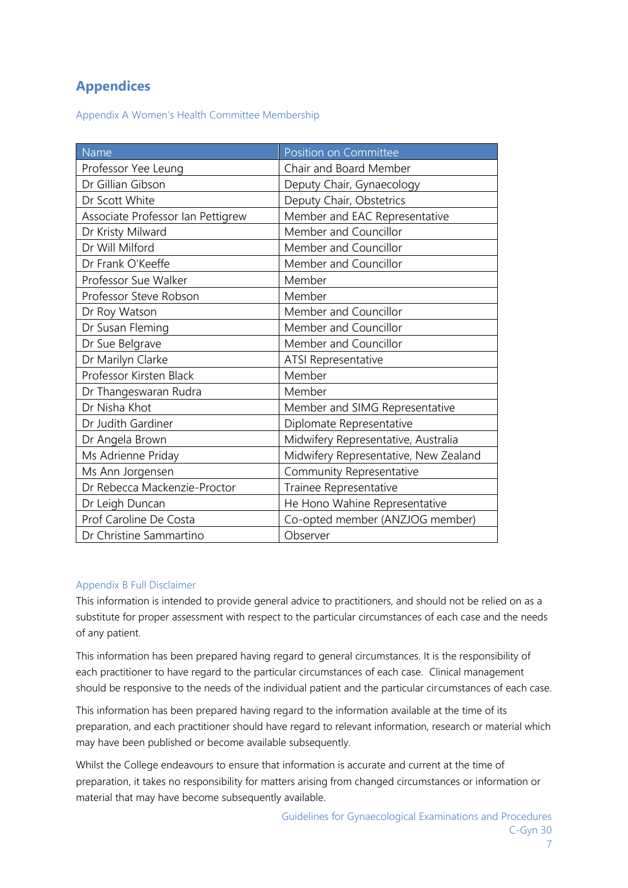# Appendices

## Appendix A Women's Health Committee Membership

| Name | Position on Committee |
|---|---|
| Professor Yee Leung | Chair and Board Member |
| Dr Gillian Gibson | Deputy Chair, Gynaecology |
| Dr Scott White | Deputy Chair, Obstetrics |
| Associate Professor Ian Pettigrew | Member and EAC Representative |
| Dr Kristy Milward | Member and Councillor |
| Dr Will Milford | Member and Councillor |
| Dr Frank O'Keeffe | Member and Councillor |
| Professor Sue Walker | Member |
| Professor Steve Robson | Member |
| Dr Roy Watson | Member and Councillor |
| Dr Susan Fleming | Member and Councillor |
| Dr Sue Belgrave | Member and Councillor |
| Dr Marilyn Clarke | ATSI Representative |
| Professor Kirsten Black | Member |
| Dr Thangeswaran Rudra | Member |
| Dr Nisha Khot | Member and SIMG Representative |
| Dr Judith Gardiner | Diplomate Representative |
| Dr Angela Brown | Midwifery Representative, Australia |
| Ms Adrienne Priday | Midwifery Representative, New Zealand |
| Ms Ann Jorgensen | Community Representative |
| Dr Rebecca Mackenzie-Proctor | Trainee Representative |
| Dr Leigh Duncan | He Hono Wahine Representative |
| Prof Caroline De Costa | Co-opted member (ANZJOG member) |
| Dr Christine Sammartino | Observer |

## Appendix B Full Disclaimer

This information is intended to provide general advice to practitioners, and should not be relied on as a substitute for proper assessment with respect to the particular circumstances of each case and the needs of any patient.

This information has been prepared having regard to general circumstances. It is the responsibility of each practitioner to have regard to the particular circumstances of each case. Clinical management should be responsive to the needs of the individual patient and the particular circumstances of each case.

This information has been prepared having regard to the information available at the time of its preparation, and each practitioner should have regard to relevant information, research or material which may have been published or become available subsequently.

Whilst the College endeavours to ensure that information is accurate and current at the time of preparation, it takes no responsibility for matters arising from changed circumstances or information or material that may have become subsequently available.